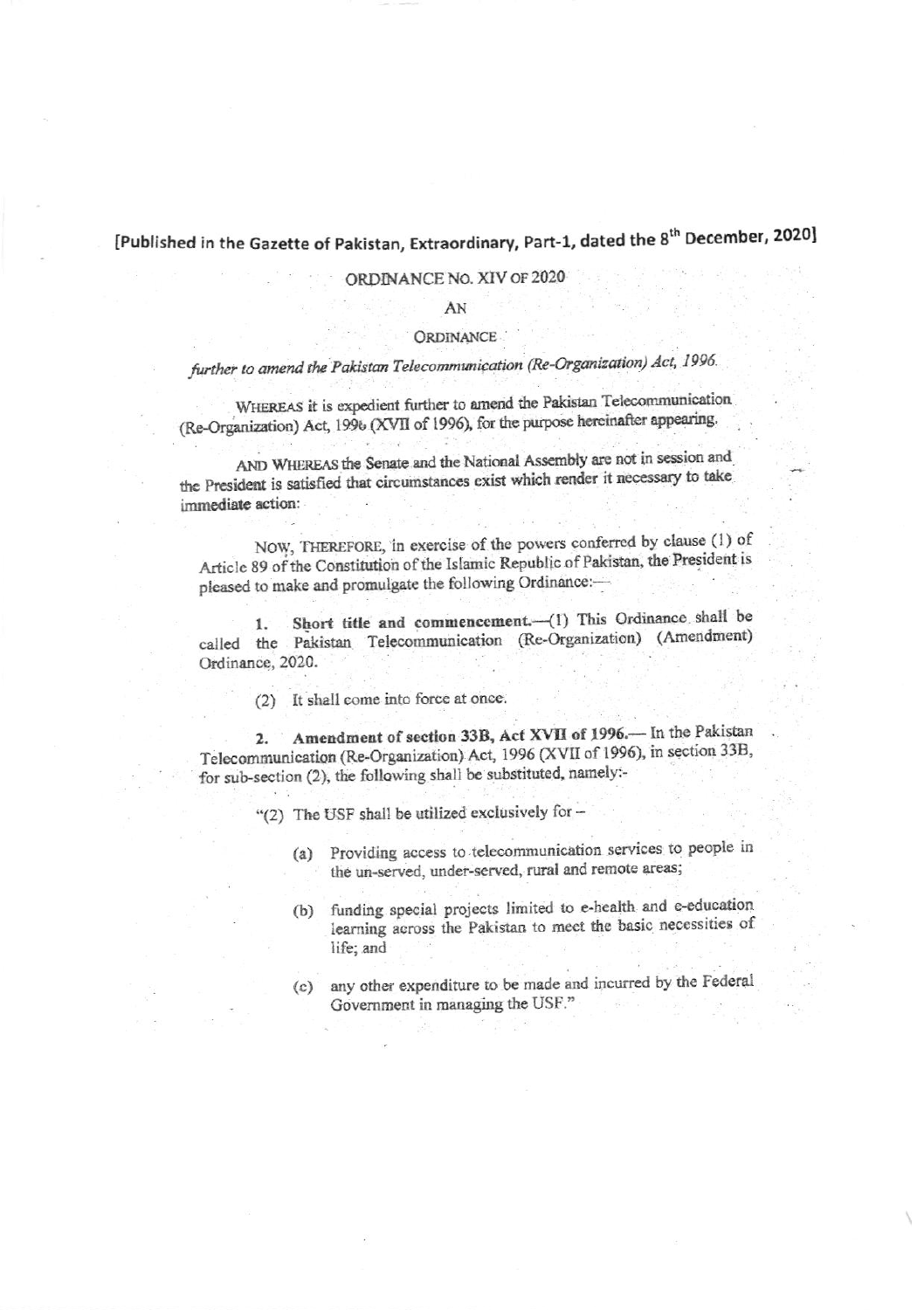[Published in the Gazette of Pakistan, Extraordinary, Part-1, dated the 8th December, 2020]

ORDINANCE NO. XIV OF 2020

AN

ORDINANCE

*further to amend the Pakistan Telecommunication (Re-Organization) Act, 1996.*

WHEREAS it is expedient further to amend the Pakistan Telecommunication (Re-Organization) Act, 1996 (XVII of 1996), for the purpose hereinafter appearing.

AND WHEREAS the Senate and the National Assembly are not in session and the President is satisfied that circumstances exist which render it necessary to take immediate action:

NOW, THEREFORE, in exercise of the powers conferred by clause (1) of Article 89 of the Constitution of the Islamic Republic of Pakistan, the President is pleased to make and promulgate the following Ordinance:—

1. **Short title and commencement.**—(1) This Ordinance shall be called the Pakistan Telecommunication (Re-Organization) (Amendment) Ordinance, 2020.

(2) It shall come into force at once.

2. **Amendment of section 33B, Act XVII of 1996.**— In the Pakistan Telecommunication (Re-Organization) Act, 1996 (XVII of 1996), in section 33B, for sub-section (2), the following shall be substituted, namely:-

"(2) The USF shall be utilized exclusively for –

(a) Providing access to telecommunication services to people in the un-served, under-served, rural and remote areas;

(b) funding special projects limited to e-health and e-education learning across the Pakistan to meet the basic necessities of life; and

(c) any other expenditure to be made and incurred by the Federal Government in managing the USF."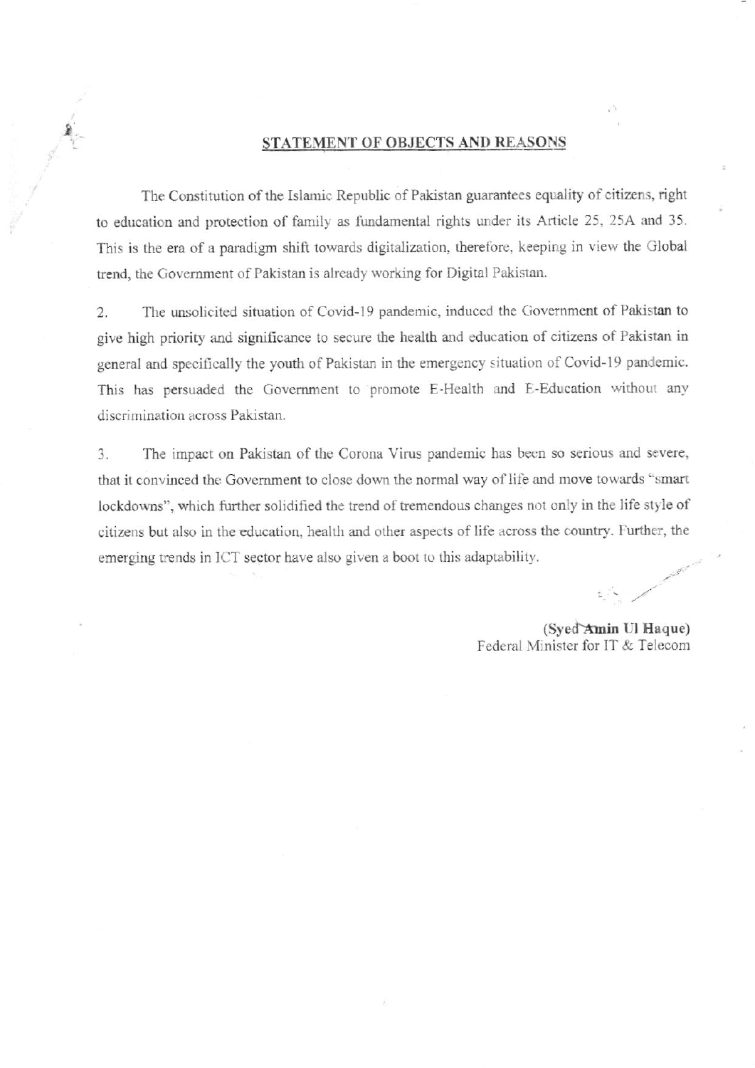## STATEMENT OF OBJECTS AND REASONS

The Constitution of the Islamic Republic of Pakistan guarantees equality of citizens, right to education and protection of family as fundamental rights under its Article 25, 25A and 35. This is the era of a paradigm shift towards digitalization, therefore, keeping in view the Global trend, the Government of Pakistan is already working for Digital Pakistan.

2. The unsolicited situation of Covid-19 pandemic, induced the Government of Pakistan to give high priority and significance to secure the health and education of citizens of Pakistan in general and specifically the youth of Pakistan in the emergency situation of Covid-19 pandemic. This has persuaded the Government to promote E-Health and E-Education without any discrimination across Pakistan.

3. The impact on Pakistan of the Corona Virus pandemic has been so serious and severe, that it convinced the Government to close down the normal way of life and move towards "smart lockdowns", which further solidified the trend of tremendous changes not only in the life style of citizens but also in the education, health and other aspects of life across the country. Further, the emerging trends in ICT sector have also given a boot to this adaptability.

**(Syed Amin Ul Haque)**
Federal Minister for IT & Telecom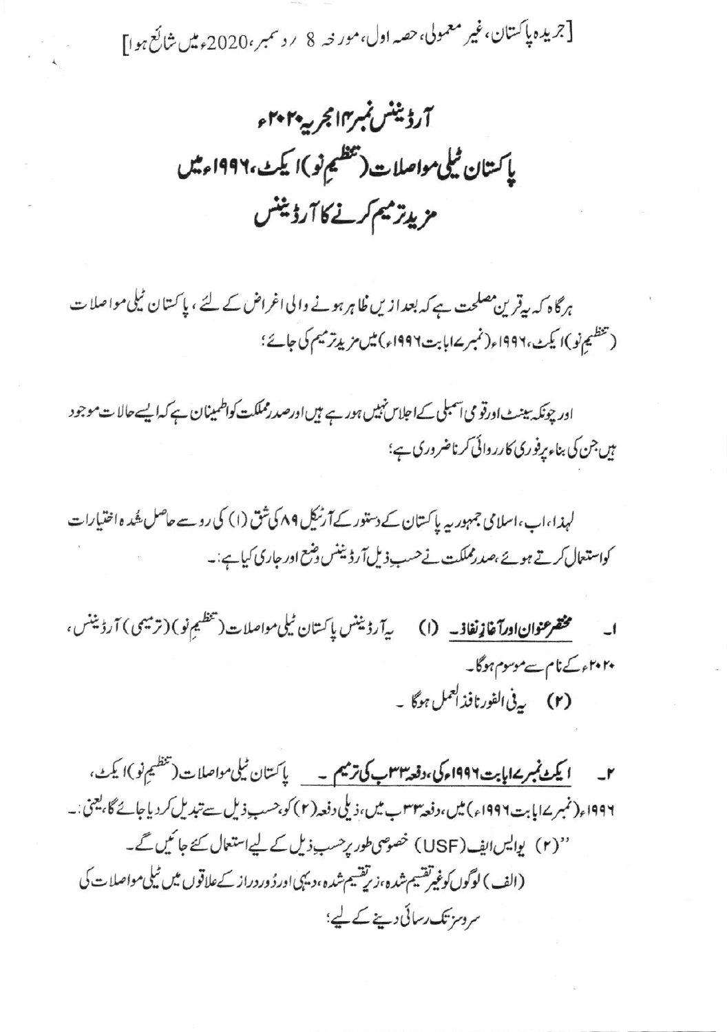[جریدہ پاکستان، غیر معمولی، حصہ اول، مورخہ 8 ر دسمبر، 2020ء میں شائع ہوا]

# آرڈیننس نمبر ۱۴ مجریہ ۲۰۲۰ء

## پاکستان ٹیلی مواصلات (تنظیمِ نو) ایکٹ، ۱۹۹۶ء میں مزید ترمیم کرنے کا آرڈیننس

ہرگاہ کہ یہ قرین مصلحت ہے کہ بعد ازیں ظاہر ہونے والی اغراض کے لئے، پاکستان ٹیلی مواصلات (تنظیمِ نو) ایکٹ، ۱۹۹۶ء (نمبر ۱۷ بابت ۱۹۹۶ء) میں مزید ترمیم کی جائے؛

اور چونکہ سینٹ اور قومی اسمبلی کے اجلاس نہیں ہو رہے ہیں اور صدرِ مملکت کو اطمینان ہے کہ ایسے حالات موجود ہیں جن کی بناء پر فوری کارروائی کرنا ضروری ہے؛

لہذا، اب، اسلامی جمہوریہ پاکستان کے دستور کے آرٹیکل ۸۹ کی شق (۱) کی رو سے حاصل شدہ اختیارات کو استعمال کرتے ہوئے، صدرِ مملکت نے حسبِ ذیل آرڈیننس وضع اور جاری کیا ہے:۔

۱۔ **مختصر عنوان اور آغازِ نفاذ۔** (۱) یہ آرڈیننس پاکستان ٹیلی مواصلات (تنظیمِ نو) (ترمیمی) آرڈیننس، ۲۰۲۰ء کے نام سے موسوم ہوگا۔

(۲) یہ فی الفور نافذ العمل ہوگا۔

۲۔ **ایکٹ نمبر ۱۷ بابت ۱۹۹۶ء کی، دفعہ ۳۳ ب کی ترمیم۔** پاکستان ٹیلی مواصلات (تنظیمِ نو) ایکٹ، ۱۹۹۶ء (نمبر ۱۷ بابت ۱۹۹۶ء) میں، دفعہ ۳۳ ب میں، ذیلی دفعہ (۲) کو، حسبِ ذیل سے تبدیل کر دیا جائے گا، یعنی:۔

"(۲) یو ایس ایف (USF) خصوصی طور پر حسبِ ذیل کے لیے استعمال کئے جائیں گے۔

(الف) لوگوں کو غیر تقسیم شدہ، زیرِ تقسیم شدہ، دیہی اور دُور دراز کے علاقوں میں ٹیلی مواصلات کی سروسز تک رسائی دینے کے لیے؛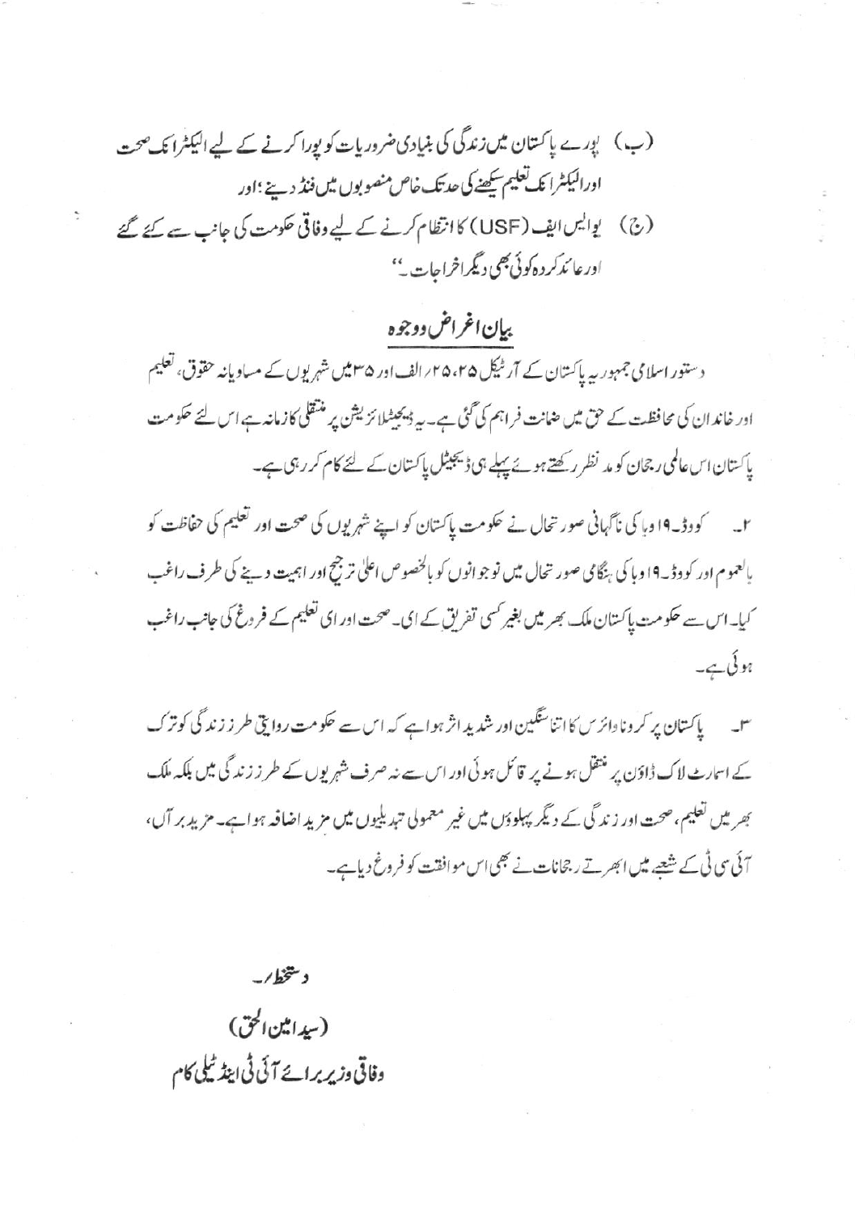(ب) پورے پاکستان میں زندگی کی بنیادی ضروریات کو پورا کرنے کے لیے الیکٹرانک صحت اور الیکٹرانک تعلیم سیکھنے کی حد تک خاص منصوبوں میں فنڈ دینے؛ اور

(ج) یو ایس ایف (USF) کا انتظام کرنے کے لیے وفاقی حکومت کی جانب سے کیے گئے اور عائد کردہ کوئی بھی دیگر اخراجات۔"

## بیان اغراض ووجوہ

دستور اسلامی جمہوریہ پاکستان کے آرٹیکل ۲۵، ۲۵-الف اور ۳۵ میں شہریوں کے مساویانہ حقوق، تعلیم اور خاندان کی محافظت کے حق میں ضمانت فراہم کی گئی ہے۔ یہ ڈیجیٹلائزیشن پر منتقلی کا زمانہ ہے اس لئے حکومت پاکستان اس عالمی رجحان کو مد نظر رکھتے ہوئے پہلے ہی ڈیجیٹل پاکستان کے لئے کام کر رہی ہے۔

۲۔ کووڈ-۱۹ وبا کی ناگہانی صورتحال نے حکومت پاکستان کو اپنے شہریوں کی صحت اور تعلیم کی حفاظت کو بالعموم اور کووڈ-۱۹ وبا کی ہنگامی صورتحال میں نوجوانوں کو بالخصوص اعلیٰ ترجیح اور اہمیت دینے کی طرف راغب کیا۔ اس سے حکومت پاکستان ملک بھر میں بغیر کسی تفریق کے ای۔صحت اور ای تعلیم کے فروغ کی جانب راغب ہوئی ہے۔

۳۔ پاکستان پر کرونا وائرس کا اتنا سنگین اور شدید اثر ہوا ہے کہ اس سے حکومت روایتی طرز زندگی کو ترک کے اسمارٹ لاک ڈاؤن پر منتقل ہونے پر قائل ہوئی اور اس سے نہ صرف شہریوں کے طرز زندگی میں بلکہ ملک بھر میں تعلیم، صحت اور زندگی کے دیگر پہلوؤں میں غیر معمولی تبدیلیوں میں مزید اضافہ ہوا ہے۔ مزید برآں، آئی سی ٹی کے شعبے میں ابھرتے رجحانات نے بھی اس موافقت کو فروغ دیا ہے۔

دستخط/-

(سید امین الحق)

وفاقی وزیر برائے آئی ٹی اینڈ ٹیلی کام